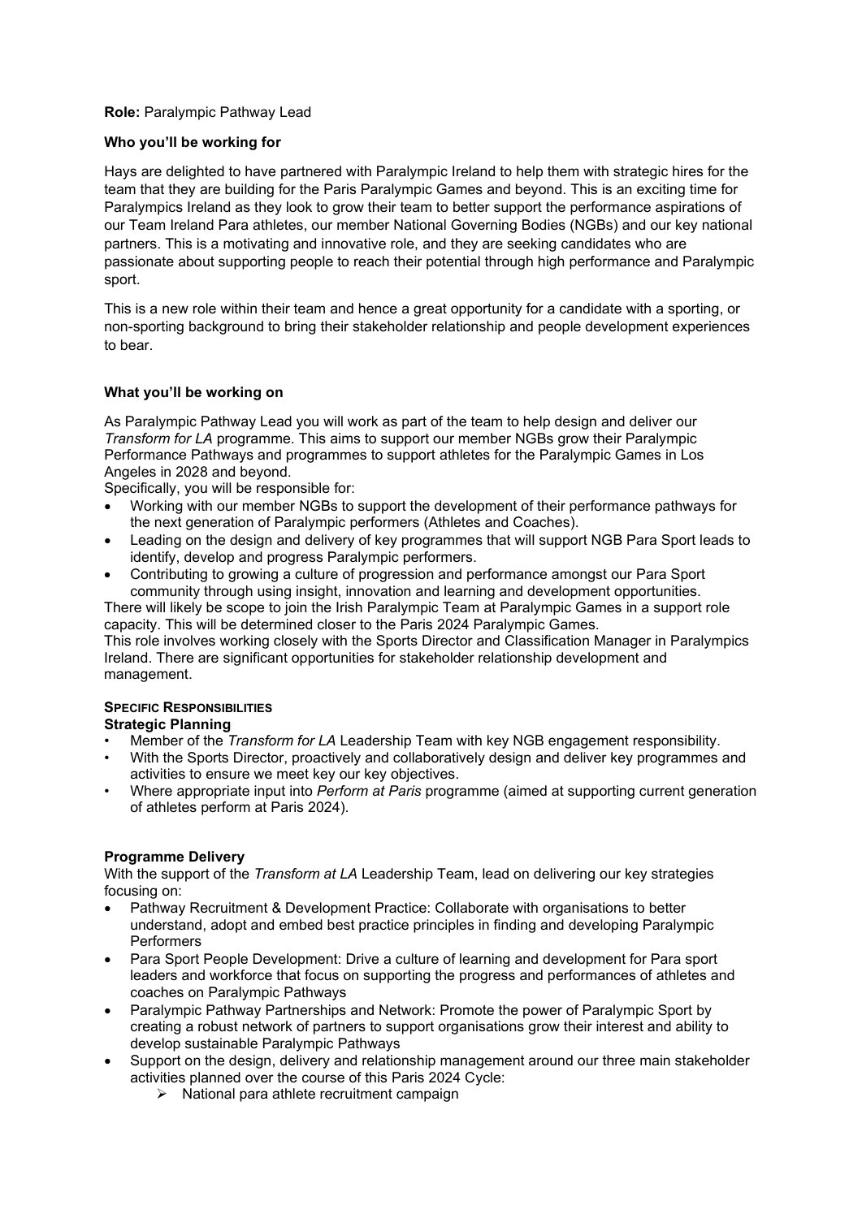**Role:** Paralympic Pathway Lead

**Who you'll be working for**

Hays are delighted to have partnered with Paralympic Ireland to help them with strategic hires for the team that they are building for the Paris Paralympic Games and beyond. This is an exciting time for Paralympics Ireland as they look to grow their team to better support the performance aspirations of our Team Ireland Para athletes, our member National Governing Bodies (NGBs) and our key national partners. This is a motivating and innovative role, and they are seeking candidates who are passionate about supporting people to reach their potential through high performance and Paralympic sport.

This is a new role within their team and hence a great opportunity for a candidate with a sporting, or non-sporting background to bring their stakeholder relationship and people development experiences to bear.

**What you'll be working on**

As Paralympic Pathway Lead you will work as part of the team to help design and deliver our *Transform for LA* programme. This aims to support our member NGBs grow their Paralympic Performance Pathways and programmes to support athletes for the Paralympic Games in Los Angeles in 2028 and beyond.

Specifically, you will be responsible for:

- Working with our member NGBs to support the development of their performance pathways for the next generation of Paralympic performers (Athletes and Coaches).
- Leading on the design and delivery of key programmes that will support NGB Para Sport leads to identify, develop and progress Paralympic performers.
- Contributing to growing a culture of progression and performance amongst our Para Sport community through using insight, innovation and learning and development opportunities.

There will likely be scope to join the Irish Paralympic Team at Paralympic Games in a support role capacity. This will be determined closer to the Paris 2024 Paralympic Games.

This role involves working closely with the Sports Director and Classification Manager in Paralympics Ireland. There are significant opportunities for stakeholder relationship development and management.

**SPECIFIC RESPONSIBILITIES**

**Strategic Planning**

- Member of the *Transform for LA* Leadership Team with key NGB engagement responsibility.
- With the Sports Director, proactively and collaboratively design and deliver key programmes and activities to ensure we meet key our key objectives.
- Where appropriate input into *Perform at Paris* programme (aimed at supporting current generation of athletes perform at Paris 2024).

**Programme Delivery**

With the support of the *Transform at LA* Leadership Team, lead on delivering our key strategies focusing on:

- Pathway Recruitment & Development Practice: Collaborate with organisations to better understand, adopt and embed best practice principles in finding and developing Paralympic Performers
- Para Sport People Development: Drive a culture of learning and development for Para sport leaders and workforce that focus on supporting the progress and performances of athletes and coaches on Paralympic Pathways
- Paralympic Pathway Partnerships and Network: Promote the power of Paralympic Sport by creating a robust network of partners to support organisations grow their interest and ability to develop sustainable Paralympic Pathways
- Support on the design, delivery and relationship management around our three main stakeholder activities planned over the course of this Paris 2024 Cycle:
  - National para athlete recruitment campaign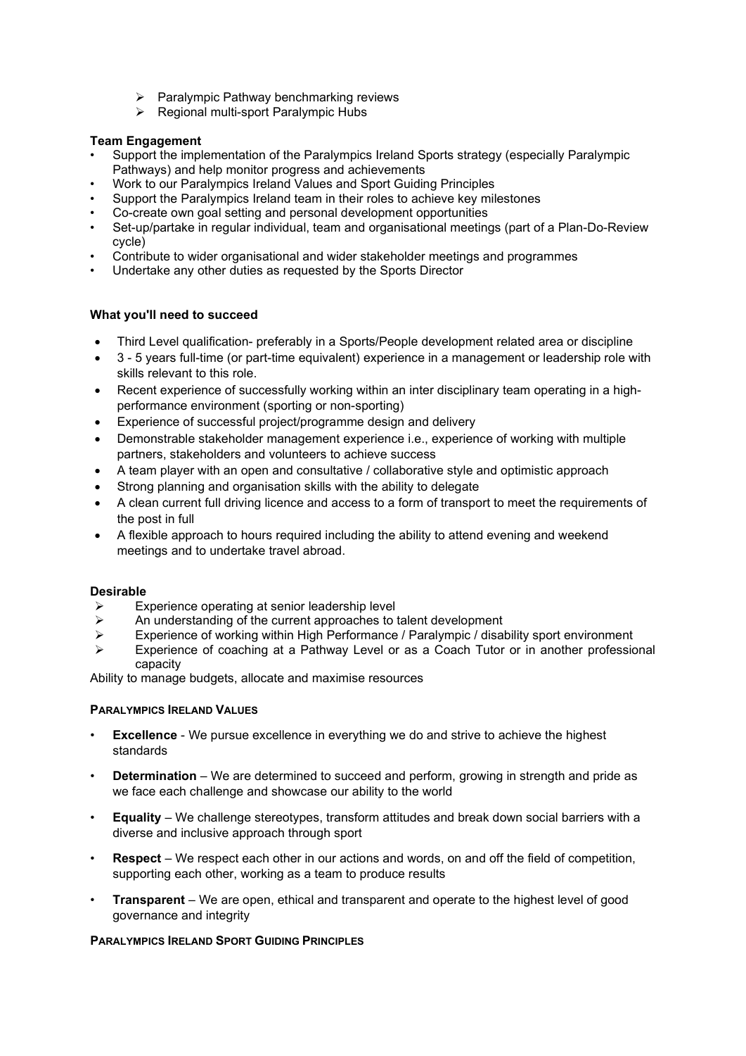- Paralympic Pathway benchmarking reviews
- Regional multi-sport Paralympic Hubs

**Team Engagement**

- Support the implementation of the Paralympics Ireland Sports strategy (especially Paralympic Pathways) and help monitor progress and achievements
- Work to our Paralympics Ireland Values and Sport Guiding Principles
- Support the Paralympics Ireland team in their roles to achieve key milestones
- Co-create own goal setting and personal development opportunities
- Set-up/partake in regular individual, team and organisational meetings (part of a Plan-Do-Review cycle)
- Contribute to wider organisational and wider stakeholder meetings and programmes
- Undertake any other duties as requested by the Sports Director

**What you'll need to succeed**

- Third Level qualification- preferably in a Sports/People development related area or discipline
- 3 - 5 years full-time (or part-time equivalent) experience in a management or leadership role with skills relevant to this role.
- Recent experience of successfully working within an inter disciplinary team operating in a high-performance environment (sporting or non-sporting)
- Experience of successful project/programme design and delivery
- Demonstrable stakeholder management experience i.e., experience of working with multiple partners, stakeholders and volunteers to achieve success
- A team player with an open and consultative / collaborative style and optimistic approach
- Strong planning and organisation skills with the ability to delegate
- A clean current full driving licence and access to a form of transport to meet the requirements of the post in full
- A flexible approach to hours required including the ability to attend evening and weekend meetings and to undertake travel abroad.

**Desirable**

- Experience operating at senior leadership level
- An understanding of the current approaches to talent development
- Experience of working within High Performance / Paralympic / disability sport environment
- Experience of coaching at a Pathway Level or as a Coach Tutor or in another professional capacity

Ability to manage budgets, allocate and maximise resources

**PARALYMPICS IRELAND VALUES**

- **Excellence** - We pursue excellence in everything we do and strive to achieve the highest standards
- **Determination** – We are determined to succeed and perform, growing in strength and pride as we face each challenge and showcase our ability to the world
- **Equality** – We challenge stereotypes, transform attitudes and break down social barriers with a diverse and inclusive approach through sport
- **Respect** – We respect each other in our actions and words, on and off the field of competition, supporting each other, working as a team to produce results
- **Transparent** – We are open, ethical and transparent and operate to the highest level of good governance and integrity

**PARALYMPICS IRELAND SPORT GUIDING PRINCIPLES**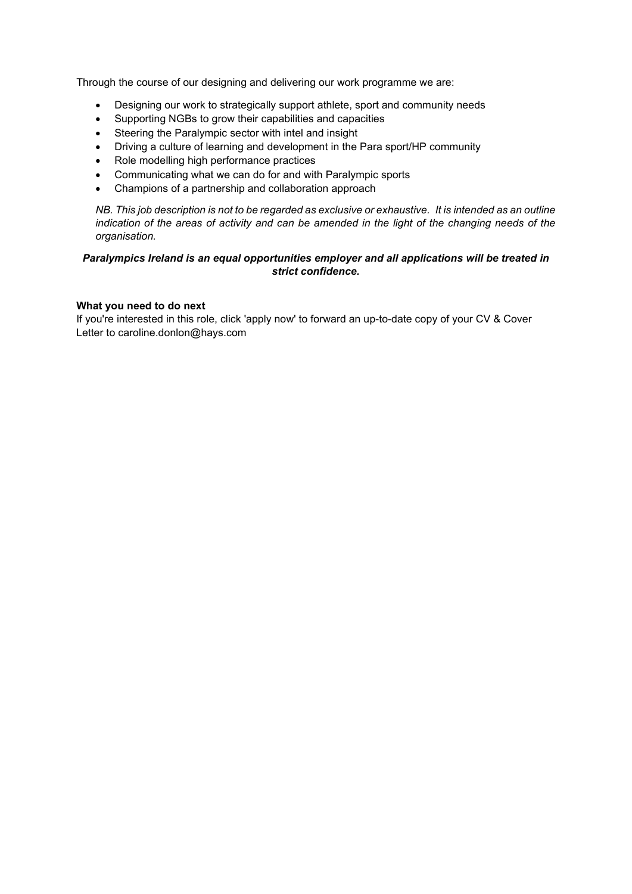Through the course of our designing and delivering our work programme we are:

- Designing our work to strategically support athlete, sport and community needs
- Supporting NGBs to grow their capabilities and capacities
- Steering the Paralympic sector with intel and insight
- Driving a culture of learning and development in the Para sport/HP community
- Role modelling high performance practices
- Communicating what we can do for and with Paralympic sports
- Champions of a partnership and collaboration approach

*NB. This job description is not to be regarded as exclusive or exhaustive. It is intended as an outline indication of the areas of activity and can be amended in the light of the changing needs of the organisation.*

***Paralympics Ireland is an equal opportunities employer and all applications will be treated in strict confidence.***

**What you need to do next**

If you're interested in this role, click 'apply now' to forward an up-to-date copy of your CV & Cover Letter to caroline.donlon@hays.com